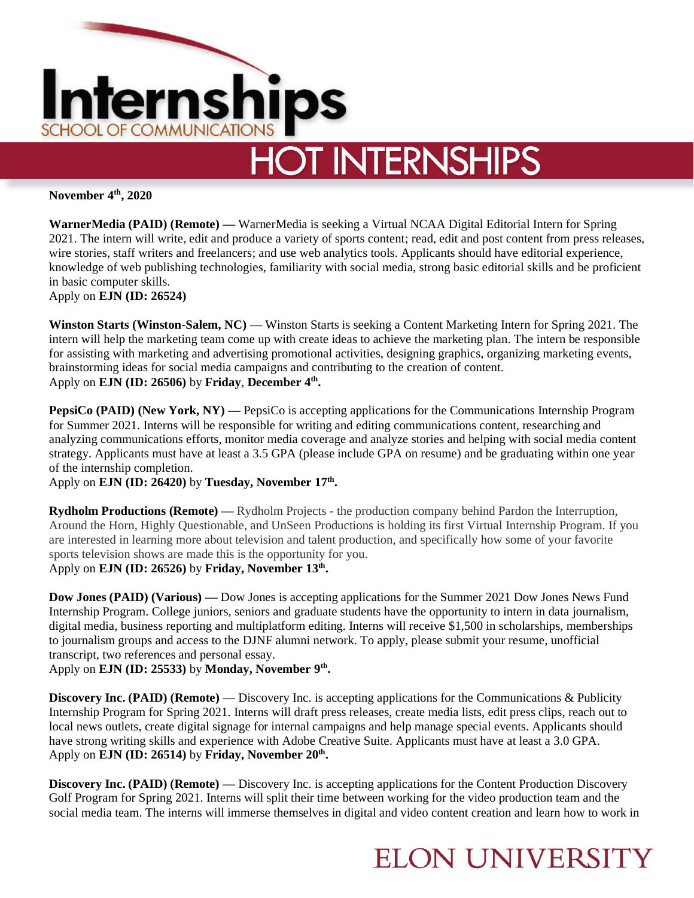# Internships

SCHOOL OF COMMUNICATIONS

## HOT INTERNSHIPS

**November 4th, 2020**

**WarnerMedia (PAID) (Remote) —** WarnerMedia is seeking a Virtual NCAA Digital Editorial Intern for Spring 2021. The intern will write, edit and produce a variety of sports content; read, edit and post content from press releases, wire stories, staff writers and freelancers; and use web analytics tools. Applicants should have editorial experience, knowledge of web publishing technologies, familiarity with social media, strong basic editorial skills and be proficient in basic computer skills.
Apply on **EJN (ID: 26524)**

**Winston Starts (Winston-Salem, NC) —** Winston Starts is seeking a Content Marketing Intern for Spring 2021. The intern will help the marketing team come up with create ideas to achieve the marketing plan. The intern be responsible for assisting with marketing and advertising promotional activities, designing graphics, organizing marketing events, brainstorming ideas for social media campaigns and contributing to the creation of content.
Apply on **EJN (ID: 26506)** by **Friday**, **December 4th.**

**PepsiCo (PAID) (New York, NY) —** PepsiCo is accepting applications for the Communications Internship Program for Summer 2021. Interns will be responsible for writing and editing communications content, researching and analyzing communications efforts, monitor media coverage and analyze stories and helping with social media content strategy. Applicants must have at least a 3.5 GPA (please include GPA on resume) and be graduating within one year of the internship completion.
Apply on **EJN (ID: 26420)** by **Tuesday, November 17th.**

**Rydholm Productions (Remote) —** Rydholm Projects - the production company behind Pardon the Interruption, Around the Horn, Highly Questionable, and UnSeen Productions is holding its first Virtual Internship Program. If you are interested in learning more about television and talent production, and specifically how some of your favorite sports television shows are made this is the opportunity for you.
Apply on **EJN (ID: 26526)** by **Friday, November 13th.**

**Dow Jones (PAID) (Various) —** Dow Jones is accepting applications for the Summer 2021 Dow Jones News Fund Internship Program. College juniors, seniors and graduate students have the opportunity to intern in data journalism, digital media, business reporting and multiplatform editing. Interns will receive $1,500 in scholarships, memberships to journalism groups and access to the DJNF alumni network. To apply, please submit your resume, unofficial transcript, two references and personal essay.
Apply on **EJN (ID: 25533)** by **Monday, November 9th.**

**Discovery Inc. (PAID) (Remote) —** Discovery Inc. is accepting applications for the Communications & Publicity Internship Program for Spring 2021. Interns will draft press releases, create media lists, edit press clips, reach out to local news outlets, create digital signage for internal campaigns and help manage special events. Applicants should have strong writing skills and experience with Adobe Creative Suite. Applicants must have at least a 3.0 GPA.
Apply on **EJN (ID: 26514)** by **Friday, November 20th.**

**Discovery Inc. (PAID) (Remote) —** Discovery Inc. is accepting applications for the Content Production Discovery Golf Program for Spring 2021. Interns will split their time between working for the video production team and the social media team. The interns will immerse themselves in digital and video content creation and learn how to work in

ELON UNIVERSITY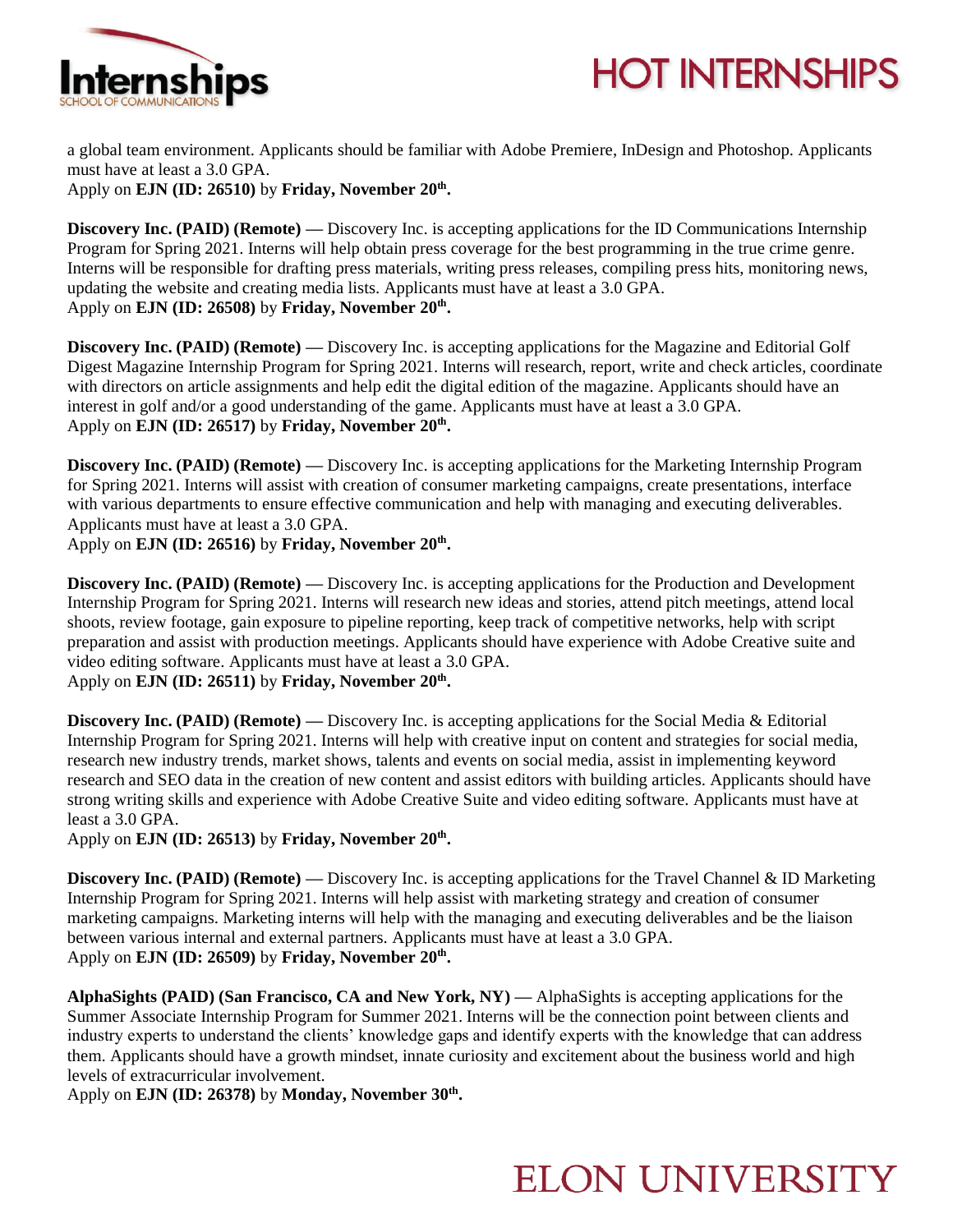a global team environment. Applicants should be familiar with Adobe Premiere, InDesign and Photoshop. Applicants must have at least a 3.0 GPA.
Apply on **EJN (ID: 26510)** by **Friday, November 20th.**

**Discovery Inc. (PAID) (Remote) —** Discovery Inc. is accepting applications for the ID Communications Internship Program for Spring 2021. Interns will help obtain press coverage for the best programming in the true crime genre. Interns will be responsible for drafting press materials, writing press releases, compiling press hits, monitoring news, updating the website and creating media lists. Applicants must have at least a 3.0 GPA.
Apply on **EJN (ID: 26508)** by **Friday, November 20th.**

**Discovery Inc. (PAID) (Remote) —** Discovery Inc. is accepting applications for the Magazine and Editorial Golf Digest Magazine Internship Program for Spring 2021. Interns will research, report, write and check articles, coordinate with directors on article assignments and help edit the digital edition of the magazine. Applicants should have an interest in golf and/or a good understanding of the game. Applicants must have at least a 3.0 GPA.
Apply on **EJN (ID: 26517)** by **Friday, November 20th.**

**Discovery Inc. (PAID) (Remote) —** Discovery Inc. is accepting applications for the Marketing Internship Program for Spring 2021. Interns will assist with creation of consumer marketing campaigns, create presentations, interface with various departments to ensure effective communication and help with managing and executing deliverables. Applicants must have at least a 3.0 GPA.
Apply on **EJN (ID: 26516)** by **Friday, November 20th.**

**Discovery Inc. (PAID) (Remote) —** Discovery Inc. is accepting applications for the Production and Development Internship Program for Spring 2021. Interns will research new ideas and stories, attend pitch meetings, attend local shoots, review footage, gain exposure to pipeline reporting, keep track of competitive networks, help with script preparation and assist with production meetings. Applicants should have experience with Adobe Creative suite and video editing software. Applicants must have at least a 3.0 GPA.
Apply on **EJN (ID: 26511)** by **Friday, November 20th.**

**Discovery Inc. (PAID) (Remote) —** Discovery Inc. is accepting applications for the Social Media & Editorial Internship Program for Spring 2021. Interns will help with creative input on content and strategies for social media, research new industry trends, market shows, talents and events on social media, assist in implementing keyword research and SEO data in the creation of new content and assist editors with building articles. Applicants should have strong writing skills and experience with Adobe Creative Suite and video editing software. Applicants must have at least a 3.0 GPA.
Apply on **EJN (ID: 26513)** by **Friday, November 20th.**

**Discovery Inc. (PAID) (Remote) —** Discovery Inc. is accepting applications for the Travel Channel & ID Marketing Internship Program for Spring 2021. Interns will help assist with marketing strategy and creation of consumer marketing campaigns. Marketing interns will help with the managing and executing deliverables and be the liaison between various internal and external partners. Applicants must have at least a 3.0 GPA.
Apply on **EJN (ID: 26509)** by **Friday, November 20th.**

**AlphaSights (PAID) (San Francisco, CA and New York, NY) —** AlphaSights is accepting applications for the Summer Associate Internship Program for Summer 2021. Interns will be the connection point between clients and industry experts to understand the clients' knowledge gaps and identify experts with the knowledge that can address them. Applicants should have a growth mindset, innate curiosity and excitement about the business world and high levels of extracurricular involvement.
Apply on **EJN (ID: 26378)** by **Monday, November 30th.**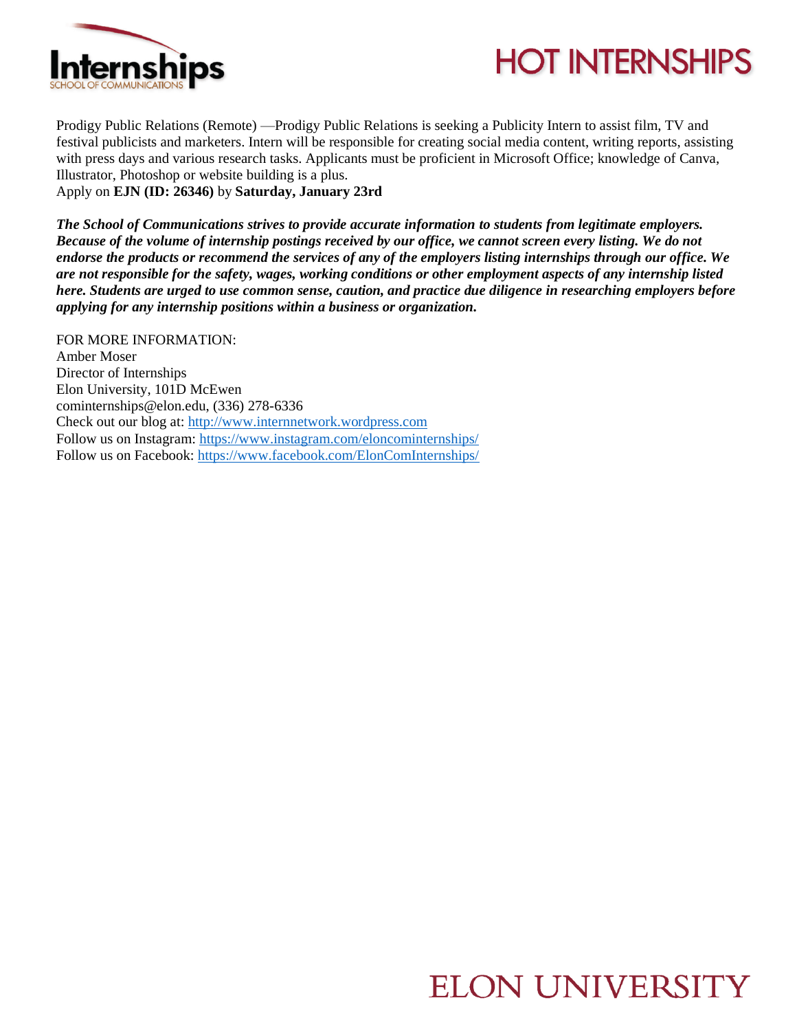Prodigy Public Relations (Remote) —Prodigy Public Relations is seeking a Publicity Intern to assist film, TV and festival publicists and marketers. Intern will be responsible for creating social media content, writing reports, assisting with press days and various research tasks. Applicants must be proficient in Microsoft Office; knowledge of Canva, Illustrator, Photoshop or website building is a plus.
Apply on **EJN (ID: 26346)** by **Saturday, January 23rd**

***The School of Communications strives to provide accurate information to students from legitimate employers. Because of the volume of internship postings received by our office, we cannot screen every listing. We do not endorse the products or recommend the services of any of the employers listing internships through our office. We are not responsible for the safety, wages, working conditions or other employment aspects of any internship listed here. Students are urged to use common sense, caution, and practice due diligence in researching employers before applying for any internship positions within a business or organization.***

FOR MORE INFORMATION:
Amber Moser
Director of Internships
Elon University, 101D McEwen
cominternships@elon.edu, (336) 278-6336
Check out our blog at: http://www.internnetwork.wordpress.com
Follow us on Instagram: https://www.instagram.com/eloncominternships/
Follow us on Facebook: https://www.facebook.com/ElonComInternships/